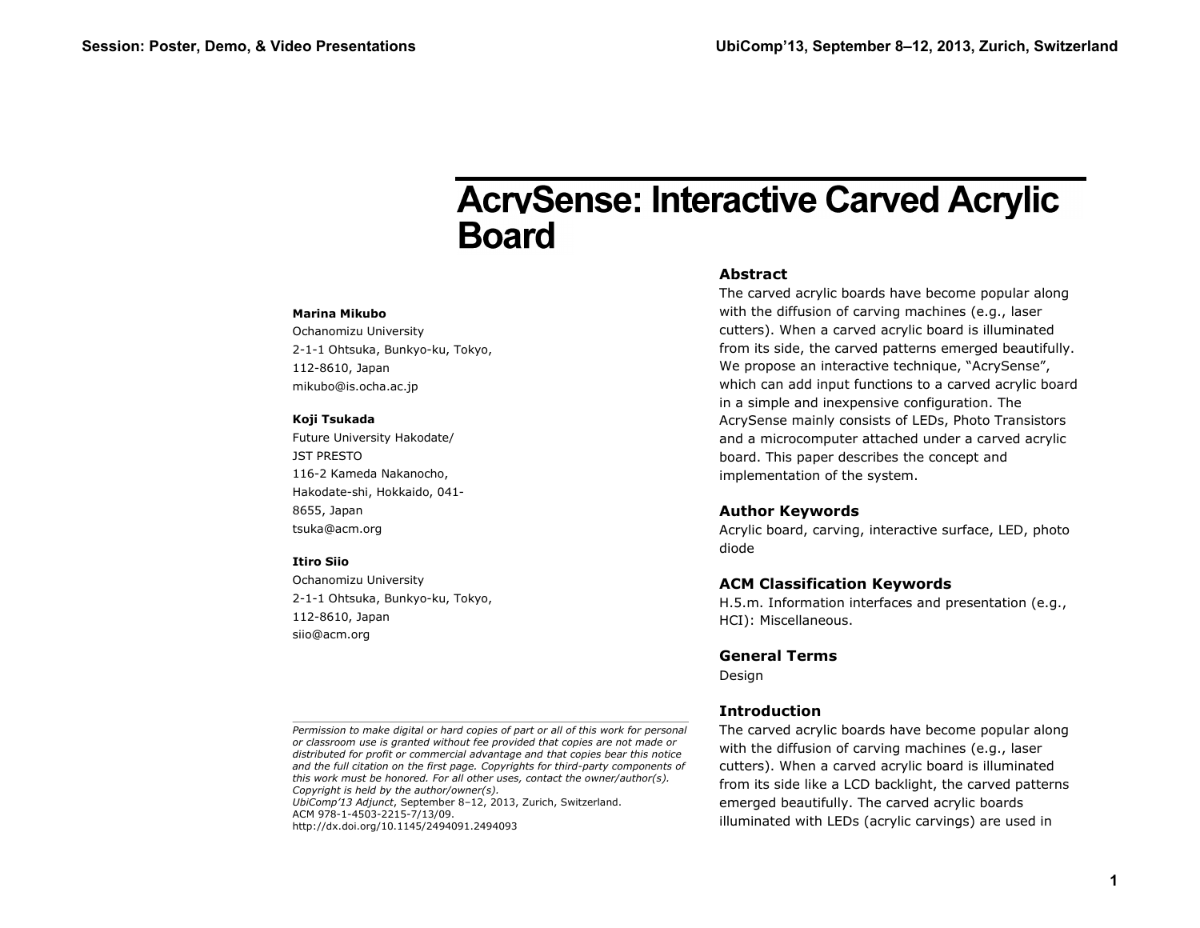# AcrySense: Interactive Carved Acrylic Board

**Marina Mikubo**
Ochanomizu University
2-1-1 Ohtsuka, Bunkyo-ku, Tokyo,
112-8610, Japan
mikubo@is.ocha.ac.jp

**Koji Tsukada**
Future University Hakodate/
JST PRESTO
116-2 Kameda Nakanocho,
Hakodate-shi, Hokkaido, 041-
8655, Japan
tsuka@acm.org

**Itiro Siio**
Ochanomizu University
2-1-1 Ohtsuka, Bunkyo-ku, Tokyo,
112-8610, Japan
siio@acm.org

*Permission to make digital or hard copies of part or all of this work for personal or classroom use is granted without fee provided that copies are not made or distributed for profit or commercial advantage and that copies bear this notice and the full citation on the first page. Copyrights for third-party components of this work must be honored. For all other uses, contact the owner/author(s). Copyright is held by the author/owner(s).*
*UbiComp'13 Adjunct*, September 8–12, 2013, Zurich, Switzerland.
ACM 978-1-4503-2215-7/13/09.
http://dx.doi.org/10.1145/2494091.2494093

## Abstract

The carved acrylic boards have become popular along with the diffusion of carving machines (e.g., laser cutters). When a carved acrylic board is illuminated from its side, the carved patterns emerged beautifully. We propose an interactive technique, "AcrySense", which can add input functions to a carved acrylic board in a simple and inexpensive configuration. The AcrySense mainly consists of LEDs, Photo Transistors and a microcomputer attached under a carved acrylic board. This paper describes the concept and implementation of the system.

## Author Keywords

Acrylic board, carving, interactive surface, LED, photo diode

## ACM Classification Keywords

H.5.m. Information interfaces and presentation (e.g., HCI): Miscellaneous.

## General Terms

Design

## Introduction

The carved acrylic boards have become popular along with the diffusion of carving machines (e.g., laser cutters). When a carved acrylic board is illuminated from its side like a LCD backlight, the carved patterns emerged beautifully. The carved acrylic boards illuminated with LEDs (acrylic carvings) are used in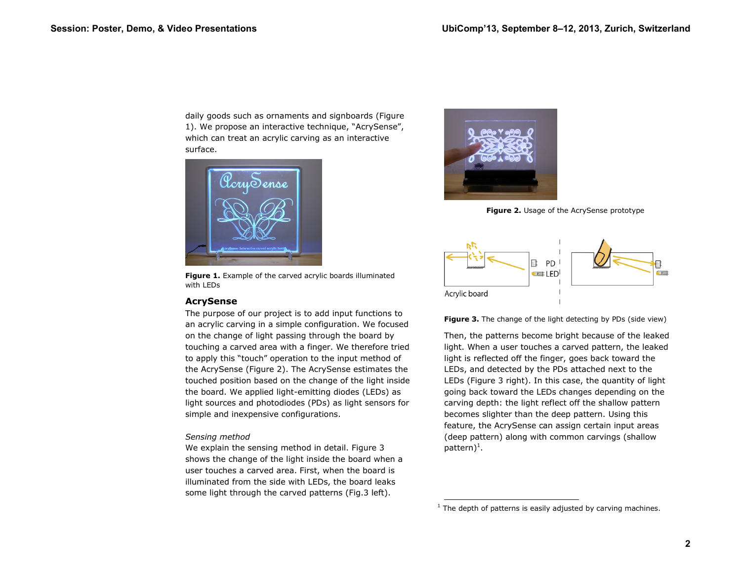daily goods such as ornaments and signboards (Figure 1). We propose an interactive technique, “AcrySense”, which can treat an acrylic carving as an interactive surface.

**Figure 1.** Example of the carved acrylic boards illuminated with LEDs

## AcrySense

The purpose of our project is to add input functions to an acrylic carving in a simple configuration. We focused on the change of light passing through the board by touching a carved area with a finger. We therefore tried to apply this “touch” operation to the input method of the AcrySense (Figure 2). The AcrySense estimates the touched position based on the change of the light inside the board. We applied light-emitting diodes (LEDs) as light sources and photodiodes (PDs) as light sensors for simple and inexpensive configurations.

*Sensing method*

We explain the sensing method in detail. Figure 3 shows the change of the light inside the board when a user touches a carved area. First, when the board is illuminated from the side with LEDs, the board leaks some light through the carved patterns (Fig.3 left).

**Figure 2.** Usage of the AcrySense prototype

**Figure 3.** The change of the light detecting by PDs (side view)

Then, the patterns become bright because of the leaked light. When a user touches a carved pattern, the leaked light is reflected off the finger, goes back toward the LEDs, and detected by the PDs attached next to the LEDs (Figure 3 right). In this case, the quantity of light going back toward the LEDs changes depending on the carving depth: the light reflect off the shallow pattern becomes slighter than the deep pattern. Using this feature, the AcrySense can assign certain input areas (deep pattern) along with common carvings (shallow pattern)[1].

[1] The depth of patterns is easily adjusted by carving machines.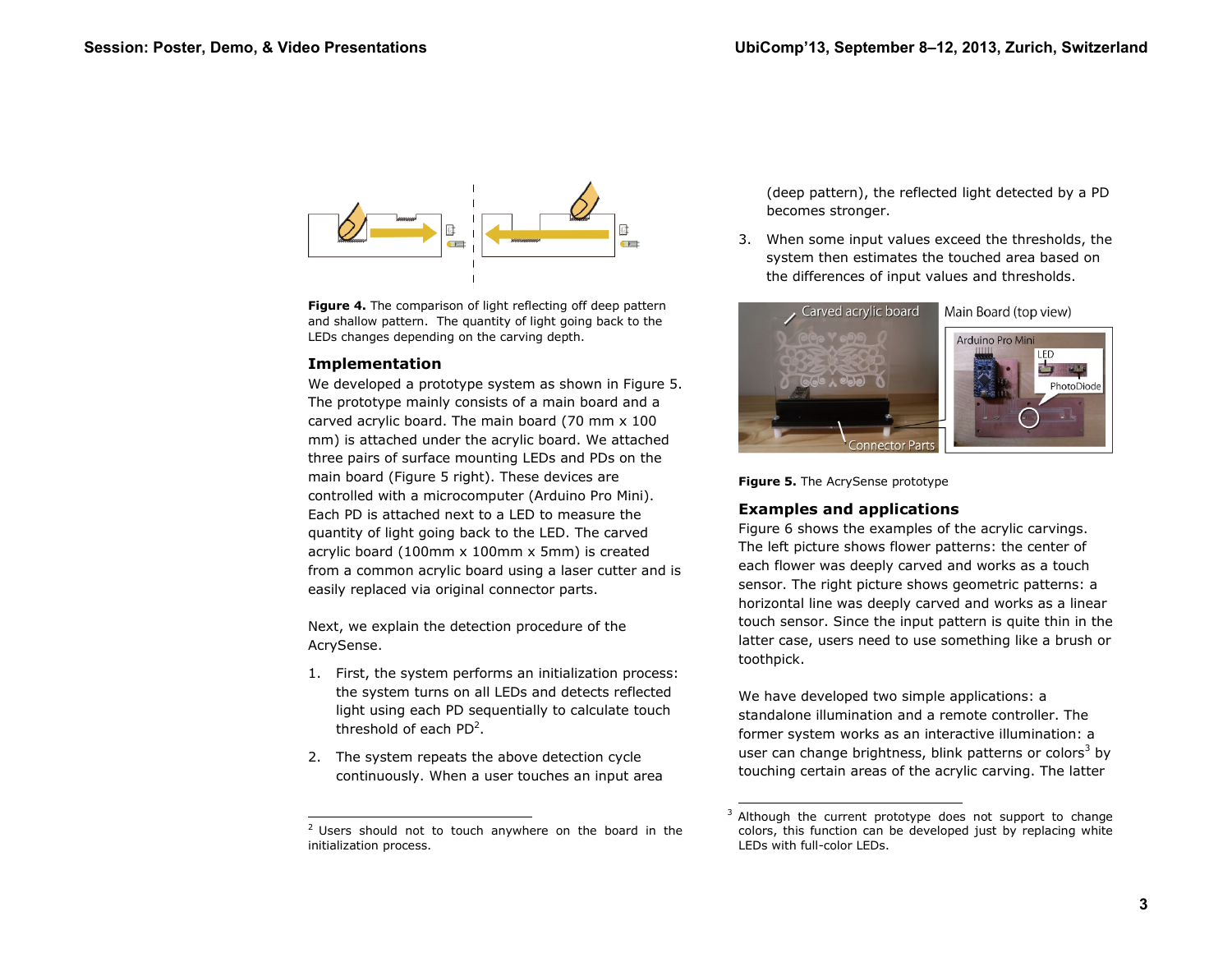Figure 4. The comparison of light reflecting off deep pattern and shallow pattern. The quantity of light going back to the LEDs changes depending on the carving depth.

## Implementation

We developed a prototype system as shown in Figure 5. The prototype mainly consists of a main board and a carved acrylic board. The main board (70 mm x 100 mm) is attached under the acrylic board. We attached three pairs of surface mounting LEDs and PDs on the main board (Figure 5 right). These devices are controlled with a microcomputer (Arduino Pro Mini). Each PD is attached next to a LED to measure the quantity of light going back to the LED. The carved acrylic board (100mm x 100mm x 5mm) is created from a common acrylic board using a laser cutter and is easily replaced via original connector parts.

Next, we explain the detection procedure of the AcrySense.

1. First, the system performs an initialization process: the system turns on all LEDs and detects reflected light using each PD sequentially to calculate touch threshold of each PD[2].
2. The system repeats the above detection cycle continuously. When a user touches an input area (deep pattern), the reflected light detected by a PD becomes stronger.
3. When some input values exceed the thresholds, the system then estimates the touched area based on the differences of input values and thresholds.

Figure 5. The AcrySense prototype

## Examples and applications

Figure 6 shows the examples of the acrylic carvings. The left picture shows flower patterns: the center of each flower was deeply carved and works as a touch sensor. The right picture shows geometric patterns: a horizontal line was deeply carved and works as a linear touch sensor. Since the input pattern is quite thin in the latter case, users need to use something like a brush or toothpick.

We have developed two simple applications: a standalone illumination and a remote controller. The former system works as an interactive illumination: a user can change brightness, blink patterns or colors[3] by touching certain areas of the acrylic carving. The latter

[2] Users should not to touch anywhere on the board in the initialization process.

[3] Although the current prototype does not support to change colors, this function can be developed just by replacing white LEDs with full-color LEDs.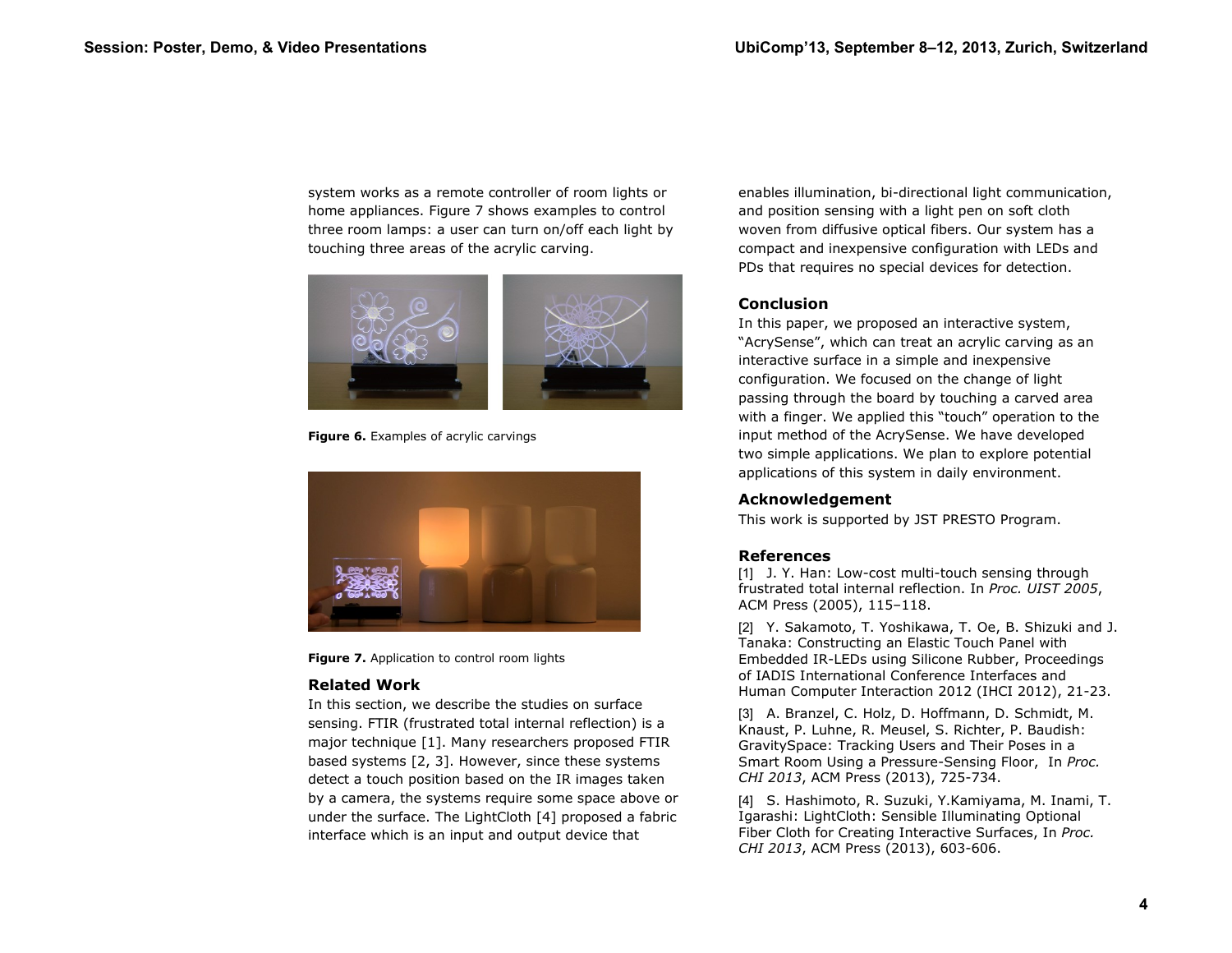system works as a remote controller of room lights or home appliances. Figure 7 shows examples to control three room lamps: a user can turn on/off each light by touching three areas of the acrylic carving.

**Figure 6.** Examples of acrylic carvings

**Figure 7.** Application to control room lights

## Related Work

In this section, we describe the studies on surface sensing. FTIR (frustrated total internal reflection) is a major technique [1]. Many researchers proposed FTIR based systems [2, 3]. However, since these systems detect a touch position based on the IR images taken by a camera, the systems require some space above or under the surface. The LightCloth [4] proposed a fabric interface which is an input and output device that enables illumination, bi-directional light communication, and position sensing with a light pen on soft cloth woven from diffusive optical fibers. Our system has a compact and inexpensive configuration with LEDs and PDs that requires no special devices for detection.

## Conclusion

In this paper, we proposed an interactive system, "AcrySense", which can treat an acrylic carving as an interactive surface in a simple and inexpensive configuration. We focused on the change of light passing through the board by touching a carved area with a finger. We applied this "touch" operation to the input method of the AcrySense. We have developed two simple applications. We plan to explore potential applications of this system in daily environment.

## Acknowledgement

This work is supported by JST PRESTO Program.

## References

[1] J. Y. Han: Low-cost multi-touch sensing through frustrated total internal reflection. In *Proc. UIST 2005*, ACM Press (2005), 115–118.

[2] Y. Sakamoto, T. Yoshikawa, T. Oe, B. Shizuki and J. Tanaka: Constructing an Elastic Touch Panel with Embedded IR-LEDs using Silicone Rubber, Proceedings of IADIS International Conference Interfaces and Human Computer Interaction 2012 (IHCI 2012), 21-23.

[3] A. Branzel, C. Holz, D. Hoffmann, D. Schmidt, M. Knaust, P. Luhne, R. Meusel, S. Richter, P. Baudish: GravitySpace: Tracking Users and Their Poses in a Smart Room Using a Pressure-Sensing Floor, In *Proc. CHI 2013*, ACM Press (2013), 725-734.

[4] S. Hashimoto, R. Suzuki, Y.Kamiyama, M. Inami, T. Igarashi: LightCloth: Sensible Illuminating Optional Fiber Cloth for Creating Interactive Surfaces, In *Proc. CHI 2013*, ACM Press (2013), 603-606.